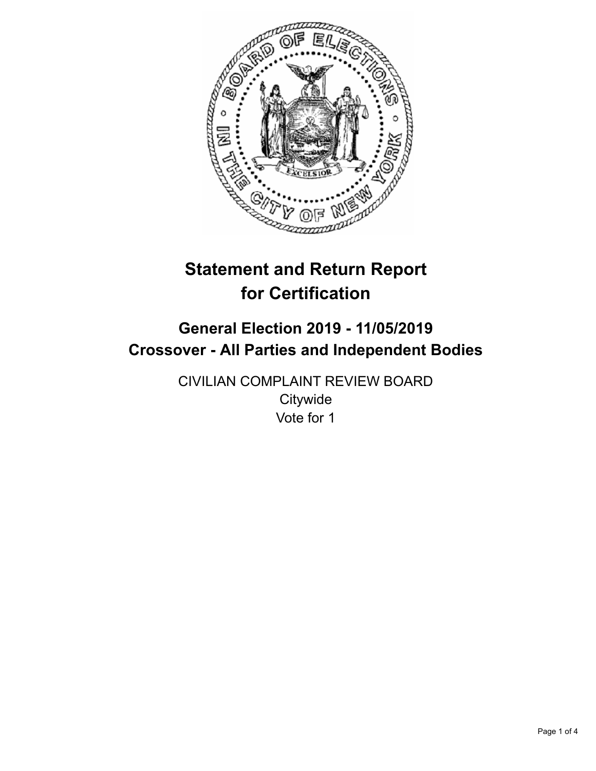# Statement and Return Report for Certification

## General Election 2019 - 11/05/2019
## Crossover - All Parties and Independent Bodies

CIVILIAN COMPLAINT REVIEW BOARD
Citywide
Vote for 1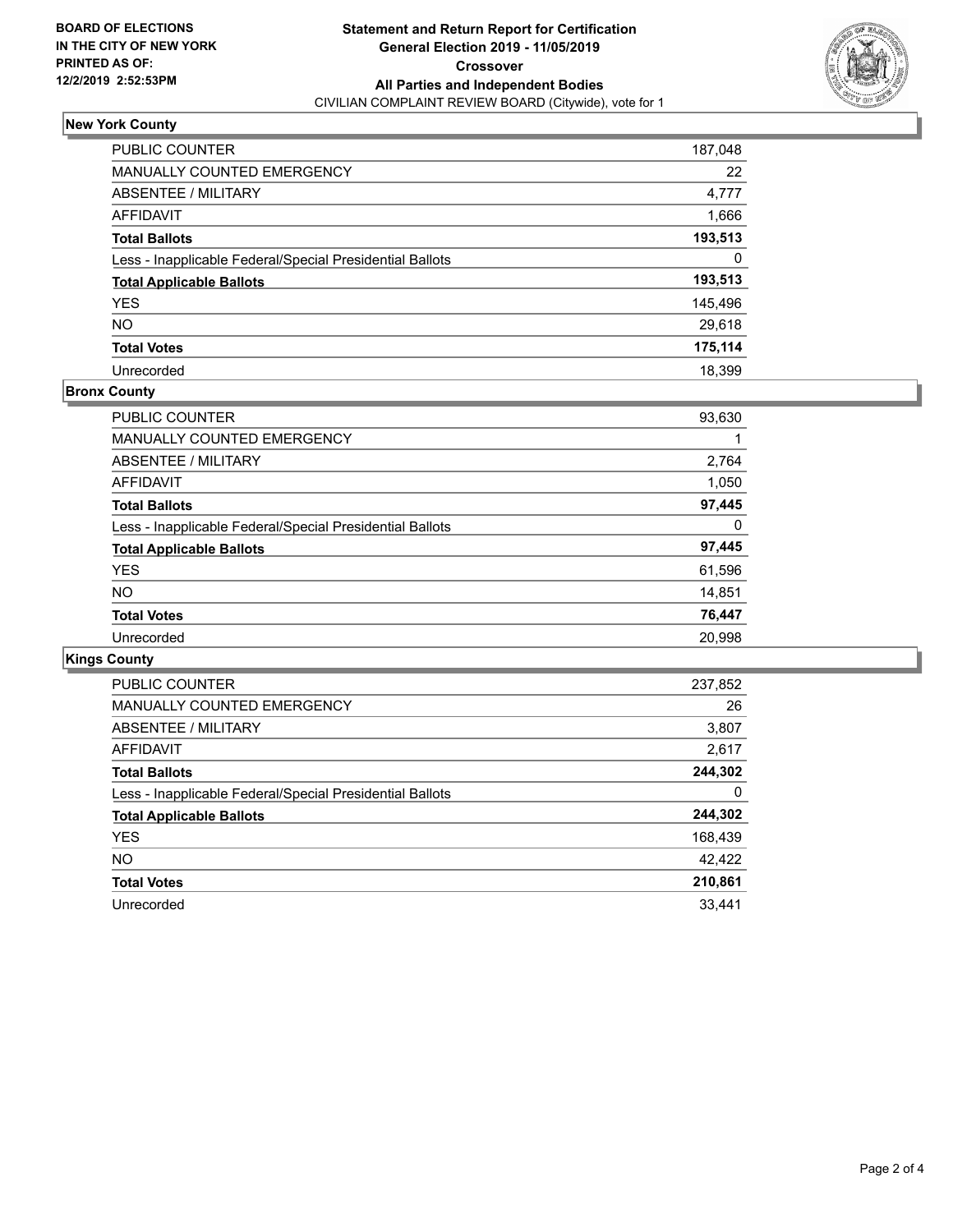**BOARD OF ELECTIONS IN THE CITY OF NEW YORK PRINTED AS OF: 12/2/2019 2:52:53PM**

**Statement and Return Report for Certification**
**General Election 2019 - 11/05/2019**
**Crossover**
**All Parties and Independent Bodies**
CIVILIAN COMPLAINT REVIEW BOARD (Citywide), vote for 1

## New York County

| | |
|---|---|
| PUBLIC COUNTER | 187,048 |
| MANUALLY COUNTED EMERGENCY | 22 |
| ABSENTEE / MILITARY | 4,777 |
| AFFIDAVIT | 1,666 |
| **Total Ballots** | **193,513** |
| Less - Inapplicable Federal/Special Presidential Ballots | 0 |
| **Total Applicable Ballots** | **193,513** |
| YES | 145,496 |
| NO | 29,618 |
| **Total Votes** | **175,114** |
| Unrecorded | 18,399 |

## Bronx County

| | |
|---|---|
| PUBLIC COUNTER | 93,630 |
| MANUALLY COUNTED EMERGENCY | 1 |
| ABSENTEE / MILITARY | 2,764 |
| AFFIDAVIT | 1,050 |
| **Total Ballots** | **97,445** |
| Less - Inapplicable Federal/Special Presidential Ballots | 0 |
| **Total Applicable Ballots** | **97,445** |
| YES | 61,596 |
| NO | 14,851 |
| **Total Votes** | **76,447** |
| Unrecorded | 20,998 |

## Kings County

| | |
|---|---|
| PUBLIC COUNTER | 237,852 |
| MANUALLY COUNTED EMERGENCY | 26 |
| ABSENTEE / MILITARY | 3,807 |
| AFFIDAVIT | 2,617 |
| **Total Ballots** | **244,302** |
| Less - Inapplicable Federal/Special Presidential Ballots | 0 |
| **Total Applicable Ballots** | **244,302** |
| YES | 168,439 |
| NO | 42,422 |
| **Total Votes** | **210,861** |
| Unrecorded | 33,441 |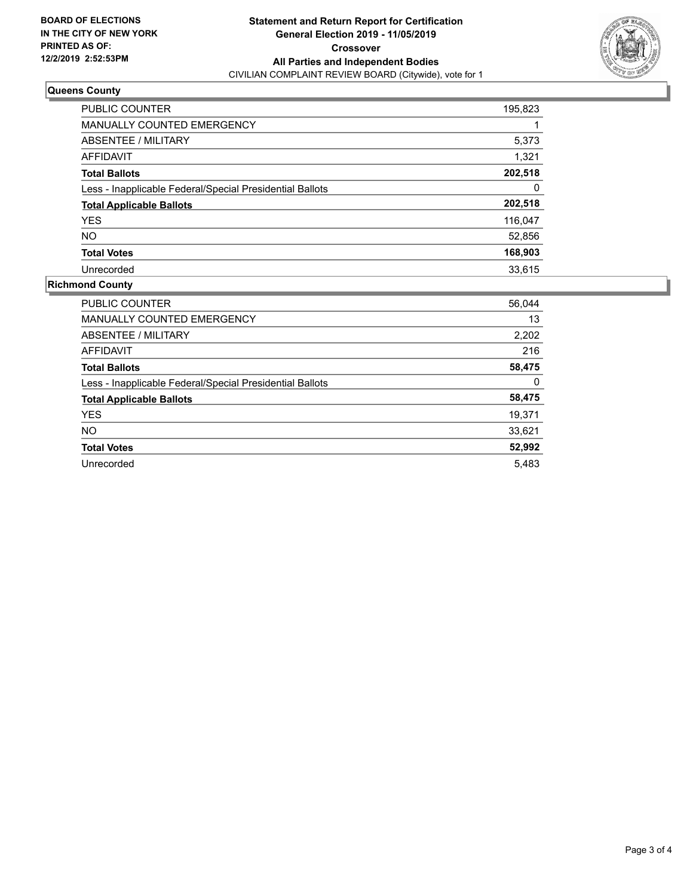**BOARD OF ELECTIONS IN THE CITY OF NEW YORK PRINTED AS OF: 12/2/2019 2:52:53PM**

**Statement and Return Report for Certification**
**General Election 2019 - 11/05/2019**
**Crossover**
**All Parties and Independent Bodies**
CIVILIAN COMPLAINT REVIEW BOARD (Citywide), vote for 1

## Queens County

| | |
|---|---|
| PUBLIC COUNTER | 195,823 |
| MANUALLY COUNTED EMERGENCY | 1 |
| ABSENTEE / MILITARY | 5,373 |
| AFFIDAVIT | 1,321 |
| **Total Ballots** | **202,518** |
| Less - Inapplicable Federal/Special Presidential Ballots | 0 |
| **Total Applicable Ballots** | **202,518** |
| YES | 116,047 |
| NO | 52,856 |
| **Total Votes** | **168,903** |
| Unrecorded | 33,615 |

## Richmond County

| | |
|---|---|
| PUBLIC COUNTER | 56,044 |
| MANUALLY COUNTED EMERGENCY | 13 |
| ABSENTEE / MILITARY | 2,202 |
| AFFIDAVIT | 216 |
| **Total Ballots** | **58,475** |
| Less - Inapplicable Federal/Special Presidential Ballots | 0 |
| **Total Applicable Ballots** | **58,475** |
| YES | 19,371 |
| NO | 33,621 |
| **Total Votes** | **52,992** |
| Unrecorded | 5,483 |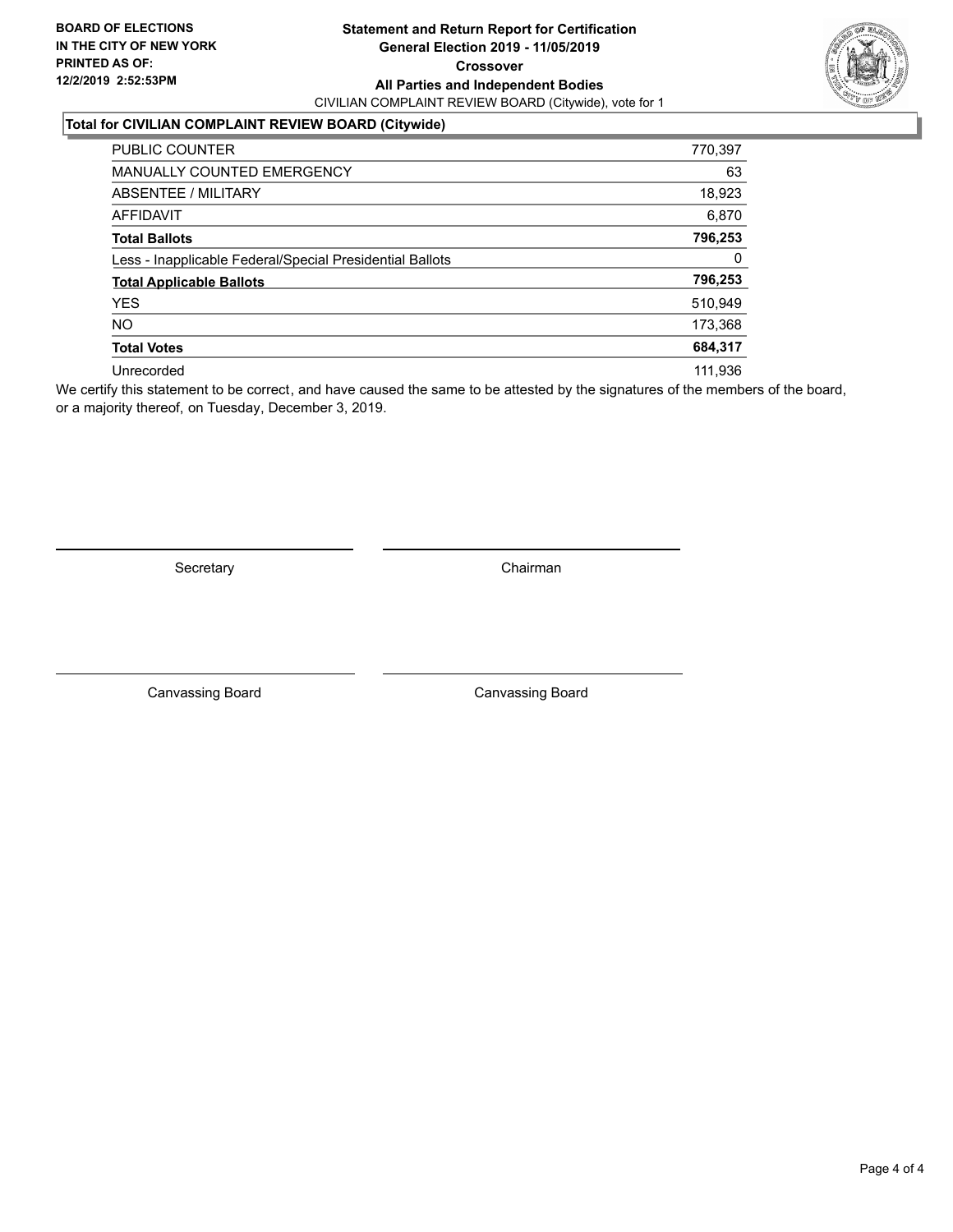**BOARD OF ELECTIONS**
**IN THE CITY OF NEW YORK**
**PRINTED AS OF:**
**12/2/2019 2:52:53PM**

**Statement and Return Report for Certification**
**General Election 2019 - 11/05/2019**
**Crossover**
**All Parties and Independent Bodies**
CIVILIAN COMPLAINT REVIEW BOARD (Citywide), vote for 1

### Total for CIVILIAN COMPLAINT REVIEW BOARD (Citywide)

| | |
|---|---|
| PUBLIC COUNTER | 770,397 |
| MANUALLY COUNTED EMERGENCY | 63 |
| ABSENTEE / MILITARY | 18,923 |
| AFFIDAVIT | 6,870 |
| **Total Ballots** | **796,253** |
| Less - Inapplicable Federal/Special Presidential Ballots | 0 |
| **Total Applicable Ballots** | **796,253** |
| YES | 510,949 |
| NO | 173,368 |
| **Total Votes** | **684,317** |
| Unrecorded | 111,936 |

We certify this statement to be correct, and have caused the same to be attested by the signatures of the members of the board, or a majority thereof, on Tuesday, December 3, 2019.

Secretary

Chairman

Canvassing Board

Canvassing Board